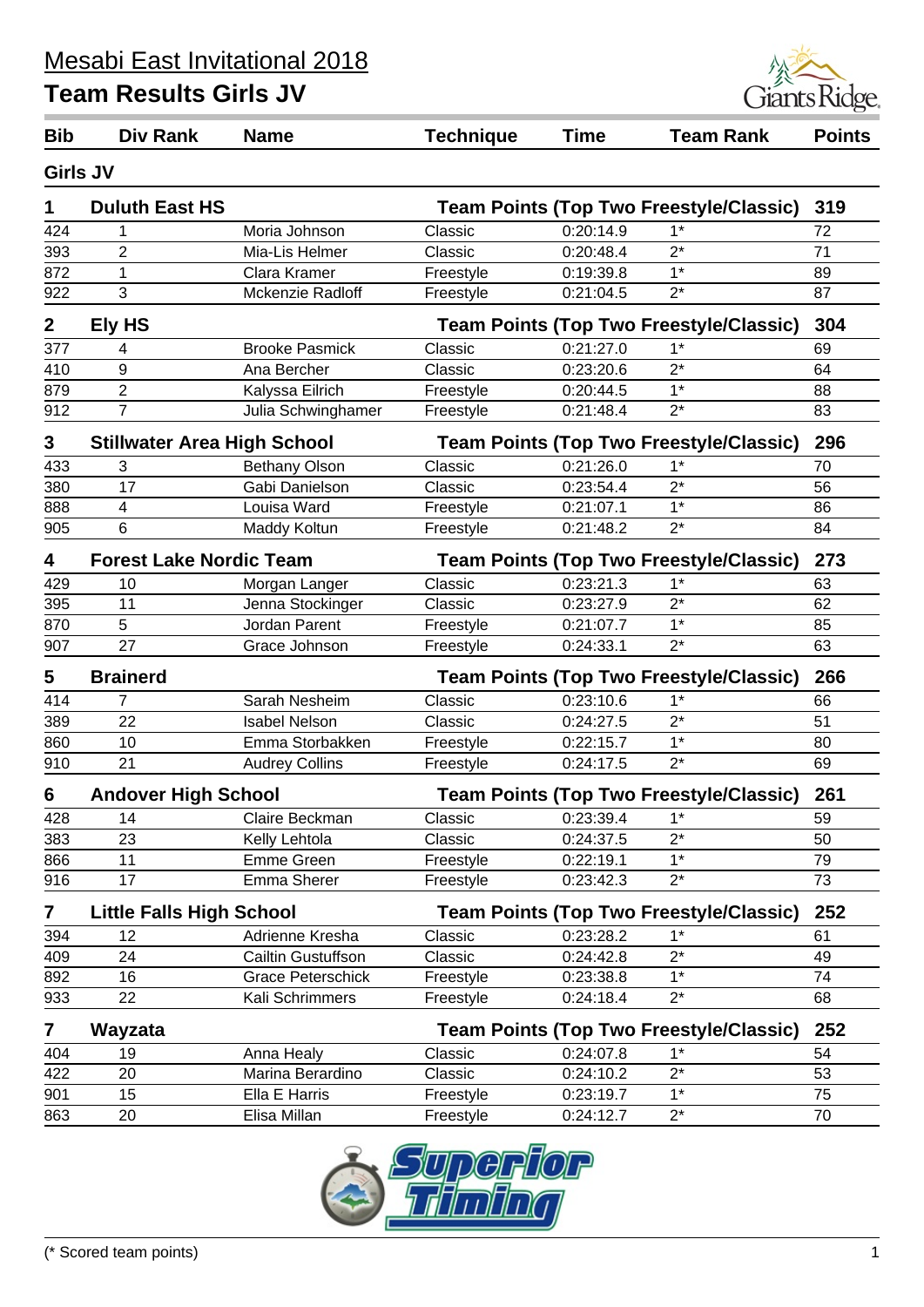# Mesabi East Invitational 2018

## Team Results Girls JV

| Bib | Div Rank | Name | Technique | Time | Team Rank | Points |
|---|---|---|---|---|---|---|
| **Girls JV** | | | | | | |
| **1** | **Duluth East HS** | | **Team Points (Top Two Freestyle/Classic)** | | | **319** |
| 424 | 1 | Moria Johnson | Classic | 0:20:14.9 | 1* | 72 |
| 393 | 2 | Mia-Lis Helmer | Classic | 0:20:48.4 | 2* | 71 |
| 872 | 1 | Clara Kramer | Freestyle | 0:19:39.8 | 1* | 89 |
| 922 | 3 | Mckenzie Radloff | Freestyle | 0:21:04.5 | 2* | 87 |
| **2** | **Ely HS** | | **Team Points (Top Two Freestyle/Classic)** | | | **304** |
| 377 | 4 | Brooke Pasmick | Classic | 0:21:27.0 | 1* | 69 |
| 410 | 9 | Ana Bercher | Classic | 0:23:20.6 | 2* | 64 |
| 879 | 2 | Kalyssa Eilrich | Freestyle | 0:20:44.5 | 1* | 88 |
| 912 | 7 | Julia Schwinghamer | Freestyle | 0:21:48.4 | 2* | 83 |
| **3** | **Stillwater Area High School** | | **Team Points (Top Two Freestyle/Classic)** | | | **296** |
| 433 | 3 | Bethany Olson | Classic | 0:21:26.0 | 1* | 70 |
| 380 | 17 | Gabi Danielson | Classic | 0:23:54.4 | 2* | 56 |
| 888 | 4 | Louisa Ward | Freestyle | 0:21:07.1 | 1* | 86 |
| 905 | 6 | Maddy Koltun | Freestyle | 0:21:48.2 | 2* | 84 |
| **4** | **Forest Lake Nordic Team** | | **Team Points (Top Two Freestyle/Classic)** | | | **273** |
| 429 | 10 | Morgan Langer | Classic | 0:23:21.3 | 1* | 63 |
| 395 | 11 | Jenna Stockinger | Classic | 0:23:27.9 | 2* | 62 |
| 870 | 5 | Jordan Parent | Freestyle | 0:21:07.7 | 1* | 85 |
| 907 | 27 | Grace Johnson | Freestyle | 0:24:33.1 | 2* | 63 |
| **5** | **Brainerd** | | **Team Points (Top Two Freestyle/Classic)** | | | **266** |
| 414 | 7 | Sarah Nesheim | Classic | 0:23:10.6 | 1* | 66 |
| 389 | 22 | Isabel Nelson | Classic | 0:24:27.5 | 2* | 51 |
| 860 | 10 | Emma Storbakken | Freestyle | 0:22:15.7 | 1* | 80 |
| 910 | 21 | Audrey Collins | Freestyle | 0:24:17.5 | 2* | 69 |
| **6** | **Andover High School** | | **Team Points (Top Two Freestyle/Classic)** | | | **261** |
| 428 | 14 | Claire Beckman | Classic | 0:23:39.4 | 1* | 59 |
| 383 | 23 | Kelly Lehtola | Classic | 0:24:37.5 | 2* | 50 |
| 866 | 11 | Emme Green | Freestyle | 0:22:19.1 | 1* | 79 |
| 916 | 17 | Emma Sherer | Freestyle | 0:23:42.3 | 2* | 73 |
| **7** | **Little Falls High School** | | **Team Points (Top Two Freestyle/Classic)** | | | **252** |
| 394 | 12 | Adrienne Kresha | Classic | 0:23:28.2 | 1* | 61 |
| 409 | 24 | Cailtin Gustuffson | Classic | 0:24:42.8 | 2* | 49 |
| 892 | 16 | Grace Peterschick | Freestyle | 0:23:38.8 | 1* | 74 |
| 933 | 22 | Kali Schrimmers | Freestyle | 0:24:18.4 | 2* | 68 |
| **7** | **Wayzata** | | **Team Points (Top Two Freestyle/Classic)** | | | **252** |
| 404 | 19 | Anna Healy | Classic | 0:24:07.8 | 1* | 54 |
| 422 | 20 | Marina Berardino | Classic | 0:24:10.2 | 2* | 53 |
| 901 | 15 | Ella E Harris | Freestyle | 0:23:19.7 | 1* | 75 |
| 863 | 20 | Elisa Millan | Freestyle | 0:24:12.7 | 2* | 70 |

(* Scored team points)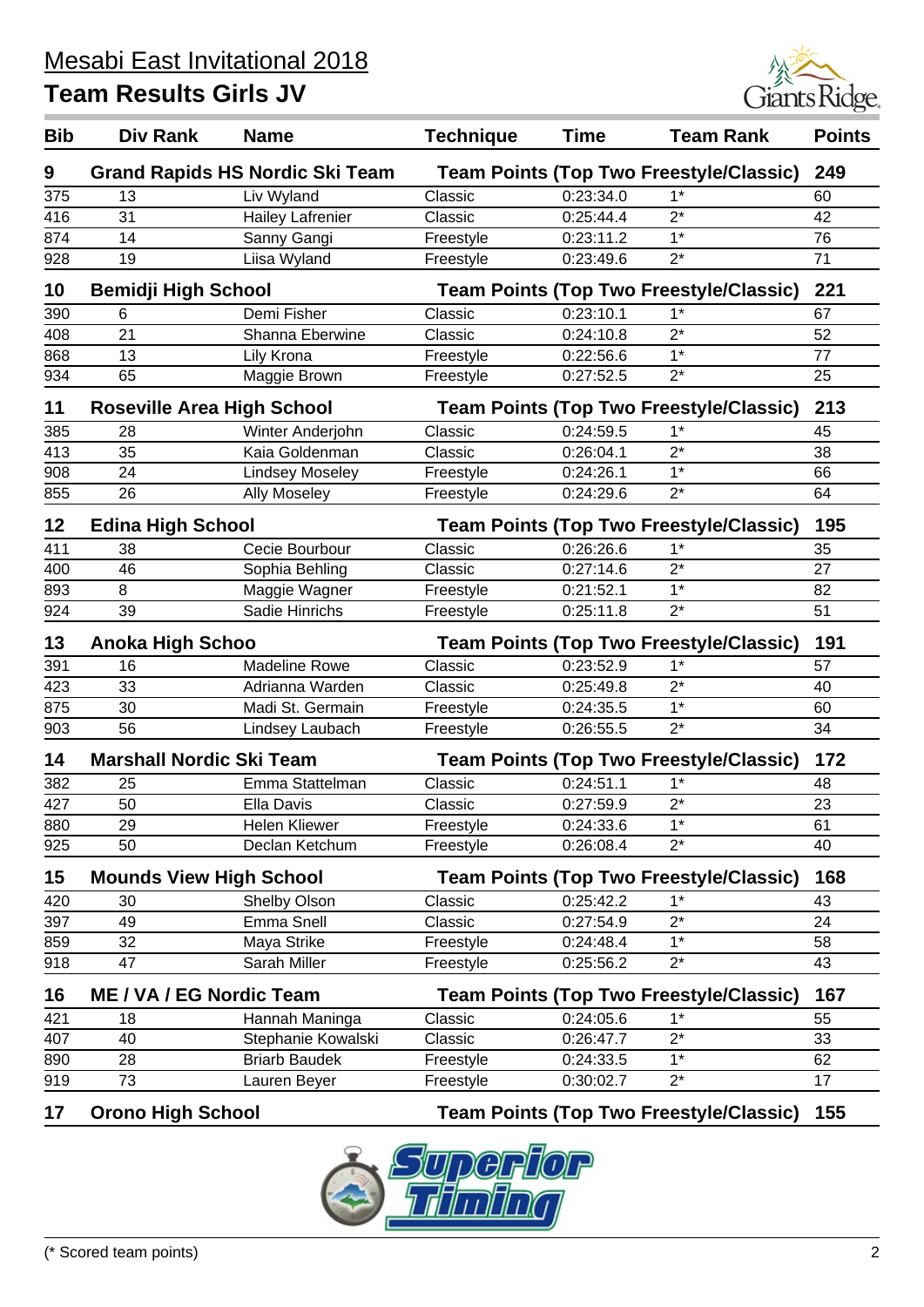# Mesabi East Invitational 2018

## Team Results Girls JV

| Bib | Div Rank | Name | Technique | Time | Team Rank | Points |
|---|---|---|---|---|---|---|
| **9** | **Grand Rapids HS Nordic Ski Team** | | **Team Points (Top Two Freestyle/Classic)** | | | **249** |
| 375 | 13 | Liv Wyland | Classic | 0:23:34.0 | 1* | 60 |
| 416 | 31 | Hailey Lafrenier | Classic | 0:25:44.4 | 2* | 42 |
| 874 | 14 | Sanny Gangi | Freestyle | 0:23:11.2 | 1* | 76 |
| 928 | 19 | Liisa Wyland | Freestyle | 0:23:49.6 | 2* | 71 |
| **10** | **Bemidji High School** | | **Team Points (Top Two Freestyle/Classic)** | | | **221** |
| 390 | 6 | Demi Fisher | Classic | 0:23:10.1 | 1* | 67 |
| 408 | 21 | Shanna Eberwine | Classic | 0:24:10.8 | 2* | 52 |
| 868 | 13 | Lily Krona | Freestyle | 0:22:56.6 | 1* | 77 |
| 934 | 65 | Maggie Brown | Freestyle | 0:27:52.5 | 2* | 25 |
| **11** | **Roseville Area High School** | | **Team Points (Top Two Freestyle/Classic)** | | | **213** |
| 385 | 28 | Winter Anderjohn | Classic | 0:24:59.5 | 1* | 45 |
| 413 | 35 | Kaia Goldenman | Classic | 0:26:04.1 | 2* | 38 |
| 908 | 24 | Lindsey Moseley | Freestyle | 0:24:26.1 | 1* | 66 |
| 855 | 26 | Ally Moseley | Freestyle | 0:24:29.6 | 2* | 64 |
| **12** | **Edina High School** | | **Team Points (Top Two Freestyle/Classic)** | | | **195** |
| 411 | 38 | Cecie Bourbour | Classic | 0:26:26.6 | 1* | 35 |
| 400 | 46 | Sophia Behling | Classic | 0:27:14.6 | 2* | 27 |
| 893 | 8 | Maggie Wagner | Freestyle | 0:21:52.1 | 1* | 82 |
| 924 | 39 | Sadie Hinrichs | Freestyle | 0:25:11.8 | 2* | 51 |
| **13** | **Anoka High Schoo** | | **Team Points (Top Two Freestyle/Classic)** | | | **191** |
| 391 | 16 | Madeline Rowe | Classic | 0:23:52.9 | 1* | 57 |
| 423 | 33 | Adrianna Warden | Classic | 0:25:49.8 | 2* | 40 |
| 875 | 30 | Madi St. Germain | Freestyle | 0:24:35.5 | 1* | 60 |
| 903 | 56 | Lindsey Laubach | Freestyle | 0:26:55.5 | 2* | 34 |
| **14** | **Marshall Nordic Ski Team** | | **Team Points (Top Two Freestyle/Classic)** | | | **172** |
| 382 | 25 | Emma Stattelman | Classic | 0:24:51.1 | 1* | 48 |
| 427 | 50 | Ella Davis | Classic | 0:27:59.9 | 2* | 23 |
| 880 | 29 | Helen Kliewer | Freestyle | 0:24:33.6 | 1* | 61 |
| 925 | 50 | Declan Ketchum | Freestyle | 0:26:08.4 | 2* | 40 |
| **15** | **Mounds View High School** | | **Team Points (Top Two Freestyle/Classic)** | | | **168** |
| 420 | 30 | Shelby Olson | Classic | 0:25:42.2 | 1* | 43 |
| 397 | 49 | Emma Snell | Classic | 0:27:54.9 | 2* | 24 |
| 859 | 32 | Maya Strike | Freestyle | 0:24:48.4 | 1* | 58 |
| 918 | 47 | Sarah Miller | Freestyle | 0:25:56.2 | 2* | 43 |
| **16** | **ME / VA / EG Nordic Team** | | **Team Points (Top Two Freestyle/Classic)** | | | **167** |
| 421 | 18 | Hannah Maninga | Classic | 0:24:05.6 | 1* | 55 |
| 407 | 40 | Stephanie Kowalski | Classic | 0:26:47.7 | 2* | 33 |
| 890 | 28 | Briarb Baudek | Freestyle | 0:24:33.5 | 1* | 62 |
| 919 | 73 | Lauren Beyer | Freestyle | 0:30:02.7 | 2* | 17 |
| **17** | **Orono High School** | | **Team Points (Top Two Freestyle/Classic)** | | | **155** |

(* Scored team points)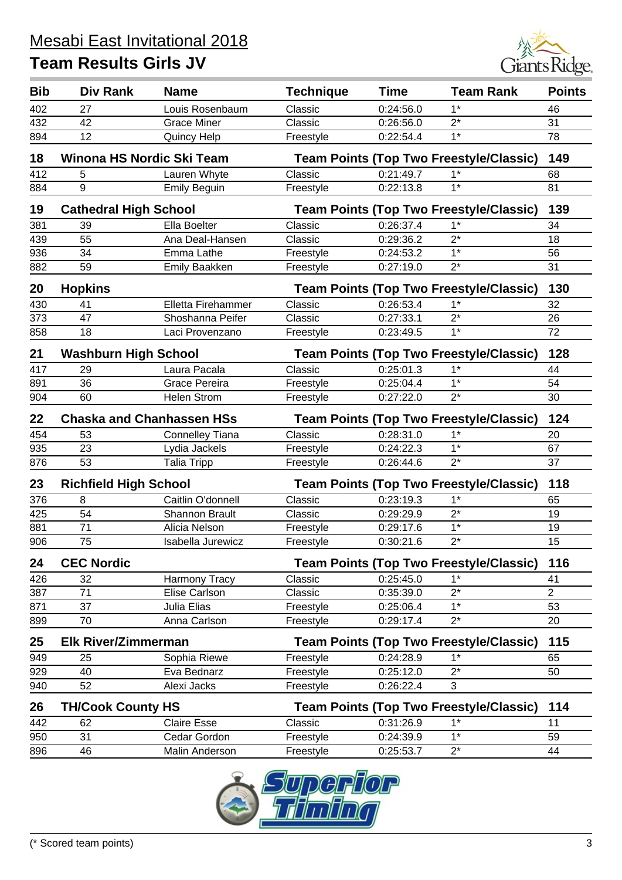# Mesabi East Invitational 2018

## Team Results Girls JV

| Bib | Div Rank | Name | Technique | Time | Team Rank | Points |
|---|---|---|---|---|---|---|
| 402 | 27 | Louis Rosenbaum | Classic | 0:24:56.0 | 1* | 46 |
| 432 | 42 | Grace Miner | Classic | 0:26:56.0 | 2* | 31 |
| 894 | 12 | Quincy Help | Freestyle | 0:22:54.4 | 1* | 78 |
| **18** | **Winona HS Nordic Ski Team** | | **Team Points (Top Two Freestyle/Classic)** | | | **149** |
| 412 | 5 | Lauren Whyte | Classic | 0:21:49.7 | 1* | 68 |
| 884 | 9 | Emily Beguin | Freestyle | 0:22:13.8 | 1* | 81 |
| **19** | **Cathedral High School** | | **Team Points (Top Two Freestyle/Classic)** | | | **139** |
| 381 | 39 | Ella Boelter | Classic | 0:26:37.4 | 1* | 34 |
| 439 | 55 | Ana Deal-Hansen | Classic | 0:29:36.2 | 2* | 18 |
| 936 | 34 | Emma Lathe | Freestyle | 0:24:53.2 | 1* | 56 |
| 882 | 59 | Emily Baakken | Freestyle | 0:27:19.0 | 2* | 31 |
| **20** | **Hopkins** | | **Team Points (Top Two Freestyle/Classic)** | | | **130** |
| 430 | 41 | Elletta Firehammer | Classic | 0:26:53.4 | 1* | 32 |
| 373 | 47 | Shoshanna Peifer | Classic | 0:27:33.1 | 2* | 26 |
| 858 | 18 | Laci Provenzano | Freestyle | 0:23:49.5 | 1* | 72 |
| **21** | **Washburn High School** | | **Team Points (Top Two Freestyle/Classic)** | | | **128** |
| 417 | 29 | Laura Pacala | Classic | 0:25:01.3 | 1* | 44 |
| 891 | 36 | Grace Pereira | Freestyle | 0:25:04.4 | 1* | 54 |
| 904 | 60 | Helen Strom | Freestyle | 0:27:22.0 | 2* | 30 |
| **22** | **Chaska and Chanhassen HSs** | | **Team Points (Top Two Freestyle/Classic)** | | | **124** |
| 454 | 53 | Connelley Tiana | Classic | 0:28:31.0 | 1* | 20 |
| 935 | 23 | Lydia Jackels | Freestyle | 0:24:22.3 | 1* | 67 |
| 876 | 53 | Talia Tripp | Freestyle | 0:26:44.6 | 2* | 37 |
| **23** | **Richfield High School** | | **Team Points (Top Two Freestyle/Classic)** | | | **118** |
| 376 | 8 | Caitlin O'donnell | Classic | 0:23:19.3 | 1* | 65 |
| 425 | 54 | Shannon Brault | Classic | 0:29:29.9 | 2* | 19 |
| 881 | 71 | Alicia Nelson | Freestyle | 0:29:17.6 | 1* | 19 |
| 906 | 75 | Isabella Jurewicz | Freestyle | 0:30:21.6 | 2* | 15 |
| **24** | **CEC Nordic** | | **Team Points (Top Two Freestyle/Classic)** | | | **116** |
| 426 | 32 | Harmony Tracy | Classic | 0:25:45.0 | 1* | 41 |
| 387 | 71 | Elise Carlson | Classic | 0:35:39.0 | 2* | 2 |
| 871 | 37 | Julia Elias | Freestyle | 0:25:06.4 | 1* | 53 |
| 899 | 70 | Anna Carlson | Freestyle | 0:29:17.4 | 2* | 20 |
| **25** | **Elk River/Zimmerman** | | **Team Points (Top Two Freestyle/Classic)** | | | **115** |
| 949 | 25 | Sophia Riewe | Freestyle | 0:24:28.9 | 1* | 65 |
| 929 | 40 | Eva Bednarz | Freestyle | 0:25:12.0 | 2* | 50 |
| 940 | 52 | Alexi Jacks | Freestyle | 0:26:22.4 | 3 | |
| **26** | **TH/Cook County HS** | | **Team Points (Top Two Freestyle/Classic)** | | | **114** |
| 442 | 62 | Claire Esse | Classic | 0:31:26.9 | 1* | 11 |
| 950 | 31 | Cedar Gordon | Freestyle | 0:24:39.9 | 1* | 59 |
| 896 | 46 | Malin Anderson | Freestyle | 0:25:53.7 | 2* | 44 |

(* Scored team points)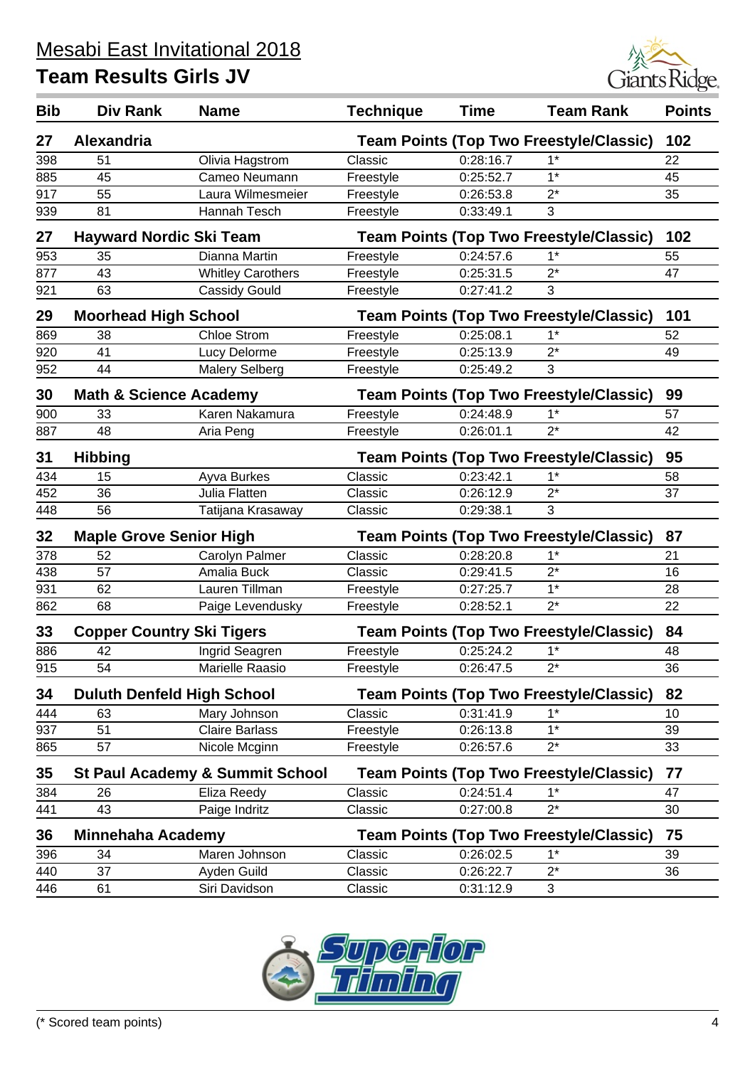# Mesabi East Invitational 2018

## Team Results Girls JV

| Bib | Div Rank | Name | Technique | Time | Team Rank | Points |
|---|---|---|---|---|---|---|
| **27** | **Alexandria** | | **Team Points (Top Two Freestyle/Classic)** | | | **102** |
| 398 | 51 | Olivia Hagstrom | Classic | 0:28:16.7 | 1* | 22 |
| 885 | 45 | Cameo Neumann | Freestyle | 0:25:52.7 | 1* | 45 |
| 917 | 55 | Laura Wilmesmeier | Freestyle | 0:26:53.8 | 2* | 35 |
| 939 | 81 | Hannah Tesch | Freestyle | 0:33:49.1 | 3 | |
| **27** | **Hayward Nordic Ski Team** | | **Team Points (Top Two Freestyle/Classic)** | | | **102** |
| 953 | 35 | Dianna Martin | Freestyle | 0:24:57.6 | 1* | 55 |
| 877 | 43 | Whitley Carothers | Freestyle | 0:25:31.5 | 2* | 47 |
| 921 | 63 | Cassidy Gould | Freestyle | 0:27:41.2 | 3 | |
| **29** | **Moorhead High School** | | **Team Points (Top Two Freestyle/Classic)** | | | **101** |
| 869 | 38 | Chloe Strom | Freestyle | 0:25:08.1 | 1* | 52 |
| 920 | 41 | Lucy Delorme | Freestyle | 0:25:13.9 | 2* | 49 |
| 952 | 44 | Malery Selberg | Freestyle | 0:25:49.2 | 3 | |
| **30** | **Math & Science Academy** | | **Team Points (Top Two Freestyle/Classic)** | | | **99** |
| 900 | 33 | Karen Nakamura | Freestyle | 0:24:48.9 | 1* | 57 |
| 887 | 48 | Aria Peng | Freestyle | 0:26:01.1 | 2* | 42 |
| **31** | **Hibbing** | | **Team Points (Top Two Freestyle/Classic)** | | | **95** |
| 434 | 15 | Ayva Burkes | Classic | 0:23:42.1 | 1* | 58 |
| 452 | 36 | Julia Flatten | Classic | 0:26:12.9 | 2* | 37 |
| 448 | 56 | Tatijana Krasaway | Classic | 0:29:38.1 | 3 | |
| **32** | **Maple Grove Senior High** | | **Team Points (Top Two Freestyle/Classic)** | | | **87** |
| 378 | 52 | Carolyn Palmer | Classic | 0:28:20.8 | 1* | 21 |
| 438 | 57 | Amalia Buck | Classic | 0:29:41.5 | 2* | 16 |
| 931 | 62 | Lauren Tillman | Freestyle | 0:27:25.7 | 1* | 28 |
| 862 | 68 | Paige Levendusky | Freestyle | 0:28:52.1 | 2* | 22 |
| **33** | **Copper Country Ski Tigers** | | **Team Points (Top Two Freestyle/Classic)** | | | **84** |
| 886 | 42 | Ingrid Seagren | Freestyle | 0:25:24.2 | 1* | 48 |
| 915 | 54 | Marielle Raasio | Freestyle | 0:26:47.5 | 2* | 36 |
| **34** | **Duluth Denfeld High School** | | **Team Points (Top Two Freestyle/Classic)** | | | **82** |
| 444 | 63 | Mary Johnson | Classic | 0:31:41.9 | 1* | 10 |
| 937 | 51 | Claire Barlass | Freestyle | 0:26:13.8 | 1* | 39 |
| 865 | 57 | Nicole Mcginn | Freestyle | 0:26:57.6 | 2* | 33 |
| **35** | **St Paul Academy & Summit School** | | **Team Points (Top Two Freestyle/Classic)** | | | **77** |
| 384 | 26 | Eliza Reedy | Classic | 0:24:51.4 | 1* | 47 |
| 441 | 43 | Paige Indritz | Classic | 0:27:00.8 | 2* | 30 |
| **36** | **Minnehaha Academy** | | **Team Points (Top Two Freestyle/Classic)** | | | **75** |
| 396 | 34 | Maren Johnson | Classic | 0:26:02.5 | 1* | 39 |
| 440 | 37 | Ayden Guild | Classic | 0:26:22.7 | 2* | 36 |
| 446 | 61 | Siri Davidson | Classic | 0:31:12.9 | 3 | |

(* Scored team points)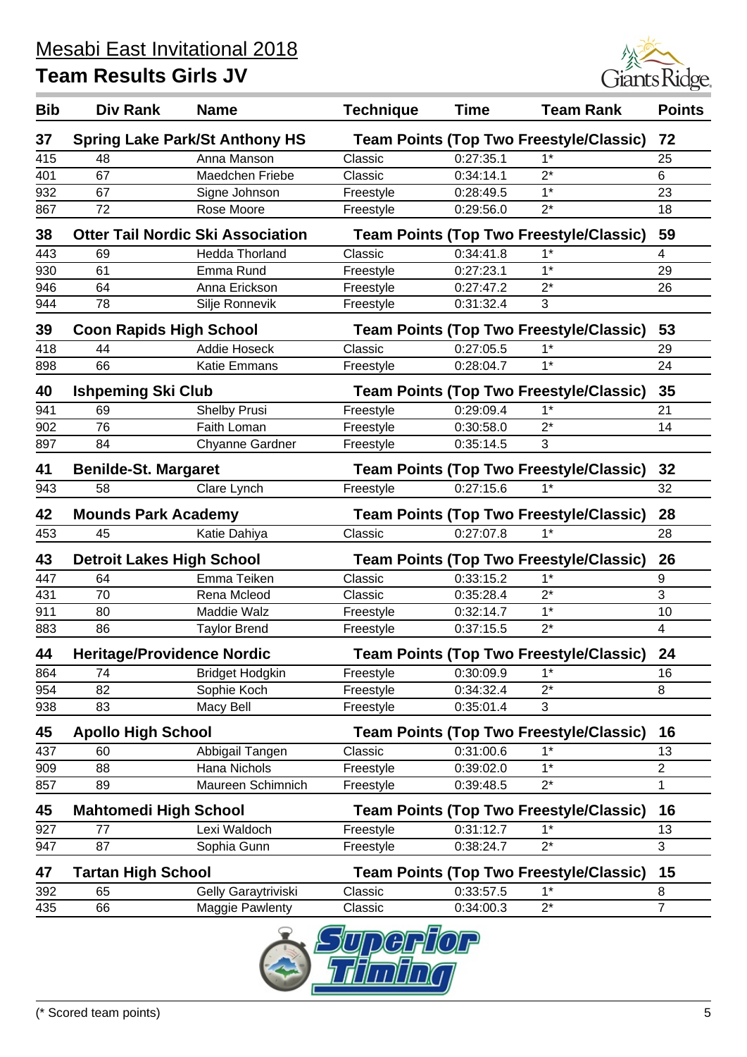# Mesabi East Invitational 2018

## Team Results Girls JV

| Bib | Div Rank | Name | Technique | Time | Team Rank | Points |
|---|---|---|---|---|---|---|
| **37** | **Spring Lake Park/St Anthony HS** | | **Team Points (Top Two Freestyle/Classic)** | | | **72** |
| 415 | 48 | Anna Manson | Classic | 0:27:35.1 | 1* | 25 |
| 401 | 67 | Maedchen Friebe | Classic | 0:34:14.1 | 2* | 6 |
| 932 | 67 | Signe Johnson | Freestyle | 0:28:49.5 | 1* | 23 |
| 867 | 72 | Rose Moore | Freestyle | 0:29:56.0 | 2* | 18 |
| **38** | **Otter Tail Nordic Ski Association** | | **Team Points (Top Two Freestyle/Classic)** | | | **59** |
| 443 | 69 | Hedda Thorland | Classic | 0:34:41.8 | 1* | 4 |
| 930 | 61 | Emma Rund | Freestyle | 0:27:23.1 | 1* | 29 |
| 946 | 64 | Anna Erickson | Freestyle | 0:27:47.2 | 2* | 26 |
| 944 | 78 | Silje Ronnevik | Freestyle | 0:31:32.4 | 3 | |
| **39** | **Coon Rapids High School** | | **Team Points (Top Two Freestyle/Classic)** | | | **53** |
| 418 | 44 | Addie Hoseck | Classic | 0:27:05.5 | 1* | 29 |
| 898 | 66 | Katie Emmans | Freestyle | 0:28:04.7 | 1* | 24 |
| **40** | **Ishpeming Ski Club** | | **Team Points (Top Two Freestyle/Classic)** | | | **35** |
| 941 | 69 | Shelby Prusi | Freestyle | 0:29:09.4 | 1* | 21 |
| 902 | 76 | Faith Loman | Freestyle | 0:30:58.0 | 2* | 14 |
| 897 | 84 | Chyanne Gardner | Freestyle | 0:35:14.5 | 3 | |
| **41** | **Benilde-St. Margaret** | | **Team Points (Top Two Freestyle/Classic)** | | | **32** |
| 943 | 58 | Clare Lynch | Freestyle | 0:27:15.6 | 1* | 32 |
| **42** | **Mounds Park Academy** | | **Team Points (Top Two Freestyle/Classic)** | | | **28** |
| 453 | 45 | Katie Dahiya | Classic | 0:27:07.8 | 1* | 28 |
| **43** | **Detroit Lakes High School** | | **Team Points (Top Two Freestyle/Classic)** | | | **26** |
| 447 | 64 | Emma Teiken | Classic | 0:33:15.2 | 1* | 9 |
| 431 | 70 | Rena Mcleod | Classic | 0:35:28.4 | 2* | 3 |
| 911 | 80 | Maddie Walz | Freestyle | 0:32:14.7 | 1* | 10 |
| 883 | 86 | Taylor Brend | Freestyle | 0:37:15.5 | 2* | 4 |
| **44** | **Heritage/Providence Nordic** | | **Team Points (Top Two Freestyle/Classic)** | | | **24** |
| 864 | 74 | Bridget Hodgkin | Freestyle | 0:30:09.9 | 1* | 16 |
| 954 | 82 | Sophie Koch | Freestyle | 0:34:32.4 | 2* | 8 |
| 938 | 83 | Macy Bell | Freestyle | 0:35:01.4 | 3 | |
| **45** | **Apollo High School** | | **Team Points (Top Two Freestyle/Classic)** | | | **16** |
| 437 | 60 | Abbigail Tangen | Classic | 0:31:00.6 | 1* | 13 |
| 909 | 88 | Hana Nichols | Freestyle | 0:39:02.0 | 1* | 2 |
| 857 | 89 | Maureen Schimnich | Freestyle | 0:39:48.5 | 2* | 1 |
| **45** | **Mahtomedi High School** | | **Team Points (Top Two Freestyle/Classic)** | | | **16** |
| 927 | 77 | Lexi Waldoch | Freestyle | 0:31:12.7 | 1* | 13 |
| 947 | 87 | Sophia Gunn | Freestyle | 0:38:24.7 | 2* | 3 |
| **47** | **Tartan High School** | | **Team Points (Top Two Freestyle/Classic)** | | | **15** |
| 392 | 65 | Gelly Garaytriviski | Classic | 0:33:57.5 | 1* | 8 |
| 435 | 66 | Maggie Pawlenty | Classic | 0:34:00.3 | 2* | 7 |

(* Scored team points)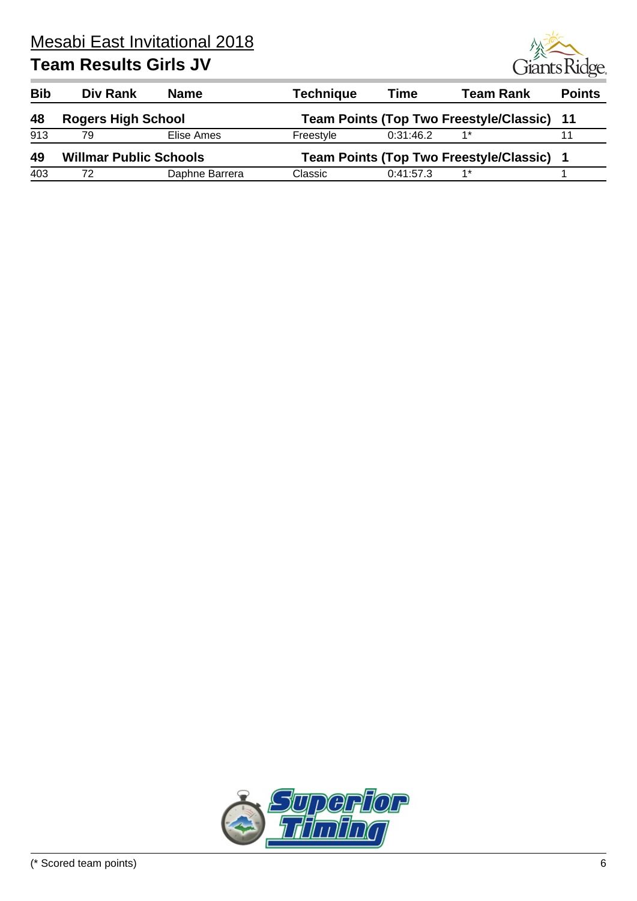# Mesabi East Invitational 2018

## Team Results Girls JV

| Bib | Div Rank | Name | Technique | Time | Team Rank | Points |
|---|---|---|---|---|---|---|
| **48** | **Rogers High School** | | **Team Points (Top Two Freestyle/Classic)** | | | **11** |
| 913 | 79 | Elise Ames | Freestyle | 0:31:46.2 | 1* | 11 |
| **49** | **Willmar Public Schools** | | **Team Points (Top Two Freestyle/Classic)** | | | **1** |
| 403 | 72 | Daphne Barrera | Classic | 0:41:57.3 | 1* | 1 |

(* Scored team points)